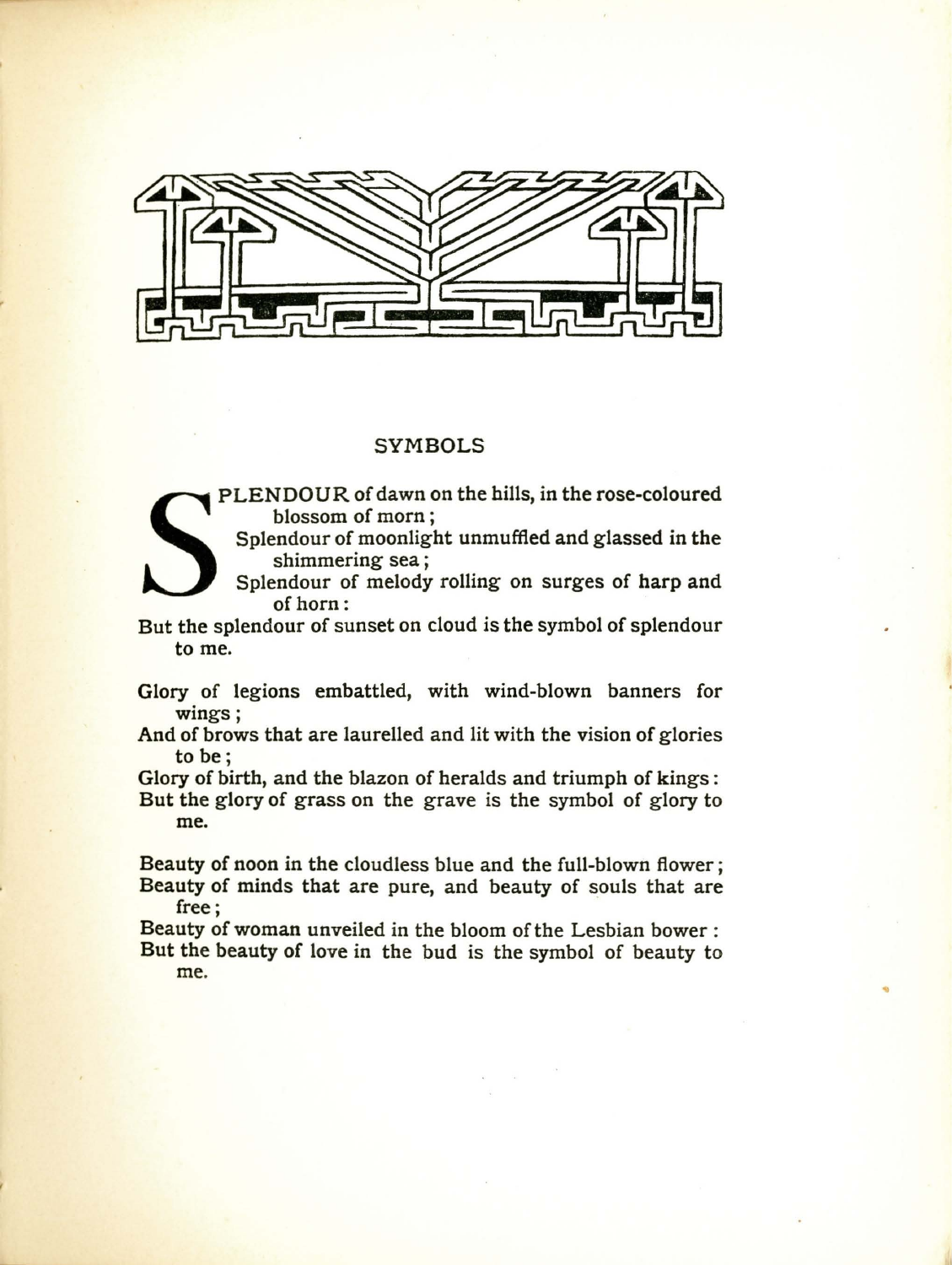## SYMBOLS

SPLENDOUR of dawn on the hills, in the rose-coloured blossom of morn;
Splendour of moonlight unmuffled and glassed in the shimmering sea;
Splendour of melody rolling on surges of harp and of horn:
But the splendour of sunset on cloud is the symbol of splendour to me.

Glory of legions embattled, with wind-blown banners for wings;
And of brows that are laurelled and lit with the vision of glories to be;
Glory of birth, and the blazon of heralds and triumph of kings:
But the glory of grass on the grave is the symbol of glory to me.

Beauty of noon in the cloudless blue and the full-blown flower;
Beauty of minds that are pure, and beauty of souls that are free;
Beauty of woman unveiled in the bloom of the Lesbian bower:
But the beauty of love in the bud is the symbol of beauty to me.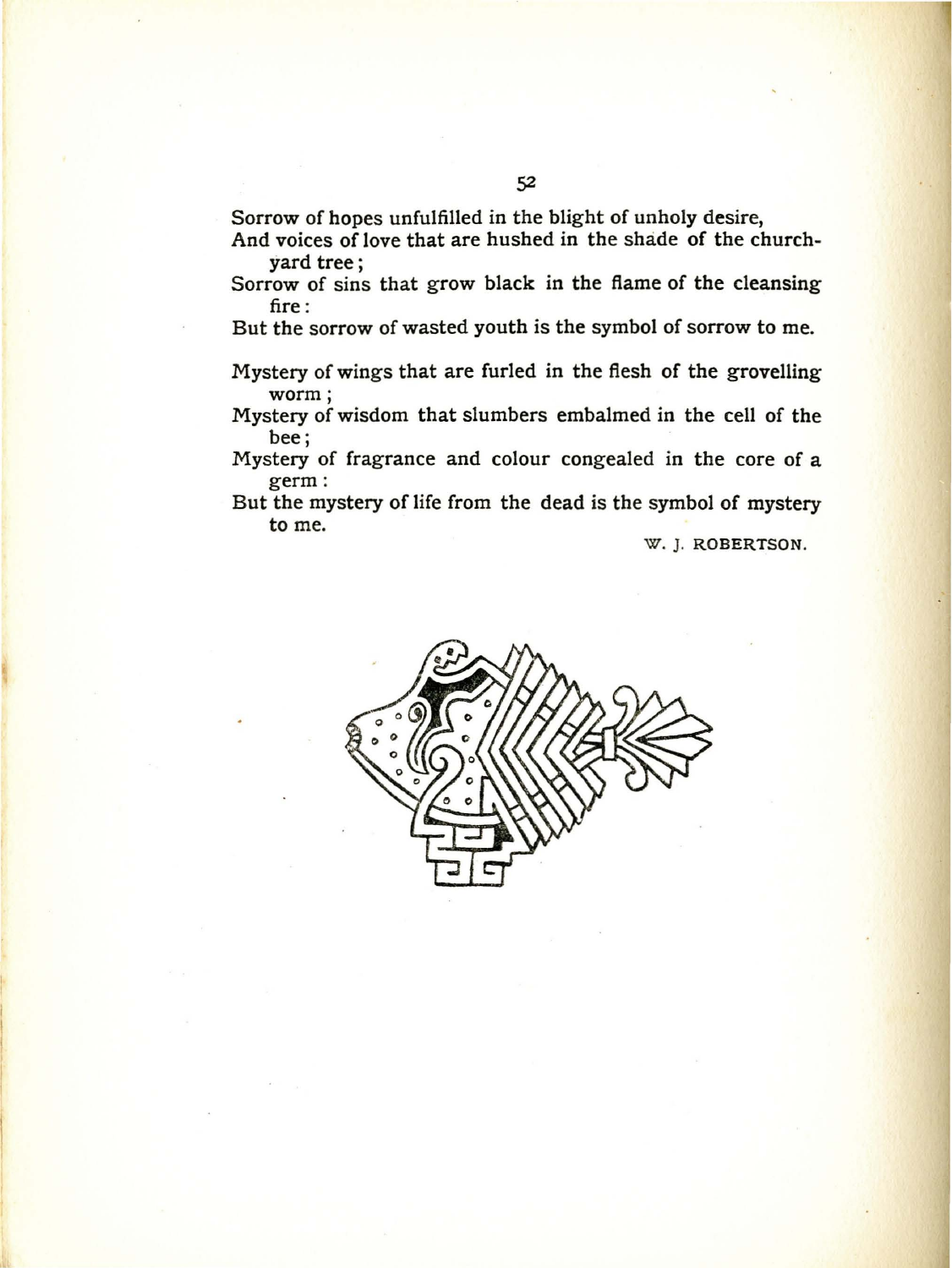Sorrow of hopes unfulfilled in the blight of unholy desire,  
And voices of love that are hushed in the shade of the churchyard tree;  
Sorrow of sins that grow black in the flame of the cleansing fire:  
But the sorrow of wasted youth is the symbol of sorrow to me.

Mystery of wings that are furled in the flesh of the grovelling worm;  
Mystery of wisdom that slumbers embalmed in the cell of the bee;  
Mystery of fragrance and colour congealed in the core of a germ:  
But the mystery of life from the dead is the symbol of mystery to me.

W. J. ROBERTSON.